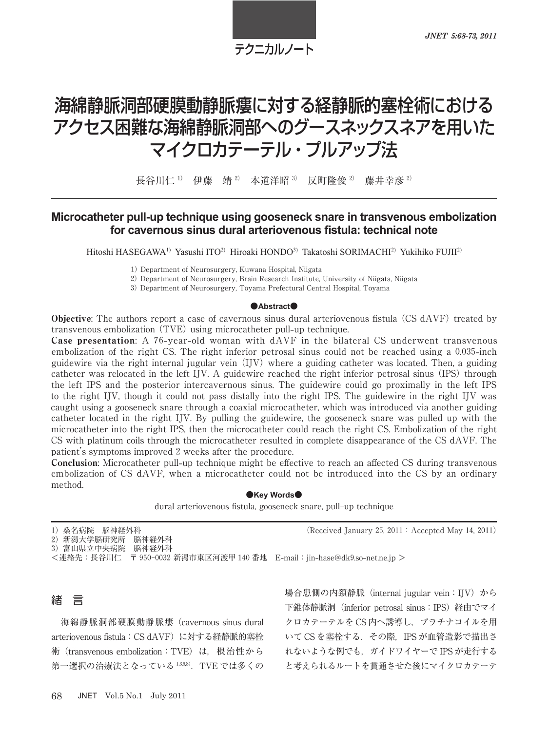テクニカルノート

# 海綿静脈洞部硬膜動静脈瘻に対する経静脈的塞栓術におけるアクセス困難な海綿静脈洞部へのグースネックスネアを用いたマイクロカテーテル・プルアップ法

長谷川仁[1]　伊藤　靖[2]　本道洋昭[3]　反町隆俊[2]　藤井幸彦[2]

## Microcatheter pull-up technique using gooseneck snare in transvenous embolization for cavernous sinus dural arteriovenous fistula: technical note

Hitoshi HASEGAWA[1] Yasushi ITO[2] Hiroaki HONDO[3] Takatoshi SORIMACHI[2] Yukihiko FUJII[2]

1) Department of Neurosurgery, Kuwana Hospital, Niigata
2) Department of Neurosurgery, Brain Research Institute, University of Niigata, Niigata
3) Department of Neurosurgery, Toyama Prefectural Central Hospital, Toyama

### ●Abstract●

**Objective**: The authors report a case of cavernous sinus dural arteriovenous fistula (CS dAVF) treated by transvenous embolization (TVE) using microcatheter pull-up technique.

**Case presentation**: A 76-year-old woman with dAVF in the bilateral CS underwent transvenous embolization of the right CS. The right inferior petrosal sinus could not be reached using a 0.035-inch guidewire via the right internal jugular vein (IJV) where a guiding catheter was located. Then, a guiding catheter was relocated in the left IJV. A guidewire reached the right inferior petrosal sinus (IPS) through the left IPS and the posterior intercavernous sinus. The guidewire could go proximally in the left IPS to the right IJV, though it could not pass distally into the right IPS. The guidewire in the right IJV was caught using a gooseneck snare through a coaxial microcatheter, which was introduced via another guiding catheter located in the right IJV. By pulling the guidewire, the gooseneck snare was pulled up with the microcatheter into the right IPS, then the microcatheter could reach the right CS. Embolization of the right CS with platinum coils through the microcatheter resulted in complete disappearance of the CS dAVF. The patient's symptoms improved 2 weeks after the procedure.

**Conclusion**: Microcatheter pull-up technique might be effective to reach an affected CS during transvenous embolization of CS dAVF, when a microcatheter could not be introduced into the CS by an ordinary method.

### ●Key Words●

dural arteriovenous fistula, gooseneck snare, pull-up technique

1）桑名病院　脳神経外科
2）新潟大学脳研究所　脳神経外科
3）富山県立中央病院　脳神経外科
＜連絡先：長谷川仁　〒950-0032 新潟市東区河渡甲 140 番地　E-mail：jin-hase@dk9.so-net.ne.jp ＞

(Received January 25, 2011：Accepted May 14, 2011)

## 緒　言

海綿静脈洞部硬膜動静脈瘻（cavernous sinus dural arteriovenous fistula：CS dAVF）に対する経静脈的塞栓術（transvenous embolization：TVE）は，根治性から第一選択の治療法となっている[1,3,6,8]．TVE では多くの場合患側の内頚静脈（internal jugular vein：IJV）から下錐体静脈洞（inferior petrosal sinus：IPS）経由でマイクロカテーテルを CS 内へ誘導し，プラチナコイルを用いて CS を塞栓する．その際，IPS が血管造影で描出されないような例でも，ガイドワイヤーで IPS が走行すると考えられるルートを貫通させた後にマイクロカテーテ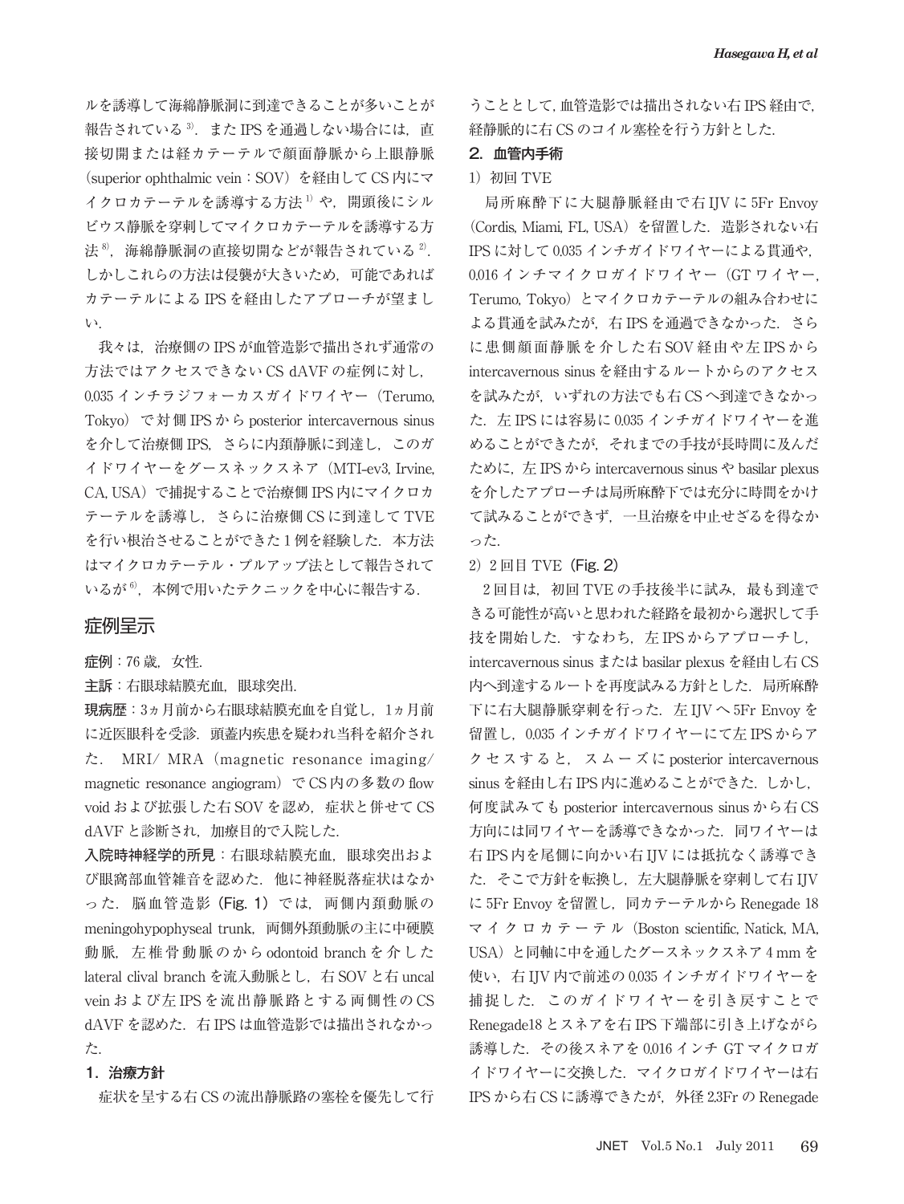ルを誘導して海綿静脈洞に到達できることが多いことが報告されている[3]．また IPS を通過しない場合には，直接切開または経カテーテルで顔面静脈から上眼静脈（superior ophthalmic vein：SOV）を経由して CS 内にマイクロカテーテルを誘導する方法[1]や，開頭後にシルビウス静脈を穿刺してマイクロカテーテルを誘導する方法[8]，海綿静脈洞の直接切開などが報告されている[2]．しかしこれらの方法は侵襲が大きいため，可能であればカテーテルによる IPS を経由したアプローチが望ましい．

我々は，治療側の IPS が血管造影で描出されず通常の方法ではアクセスできない CS dAVF の症例に対し，0.035 インチラジフォーカスガイドワイヤー（Terumo, Tokyo）で対側 IPS から posterior intercavernous sinus を介して治療側 IPS，さらに内頚静脈に到達し，このガイドワイヤーをグースネックスネア（MTI-ev3, Irvine, CA, USA）で捕捉することで治療側 IPS 内にマイクロカテーテルを誘導し，さらに治療側 CS に到達して TVE を行い根治させることができた 1 例を経験した．本方法はマイクロカテーテル・プルアップ法として報告されているが[6]，本例で用いたテクニックを中心に報告する．

## 症例呈示

**症例**：76 歳，女性．

**主訴**：右眼球結膜充血，眼球突出．

**現病歴**：3ヵ月前から右眼球結膜充血を自覚し，1ヵ月前に近医眼科を受診．頭蓋内疾患を疑われ当科を紹介された．MRI/ MRA（magnetic resonance imaging/ magnetic resonance angiogram）で CS 内の多数の flow void および拡張した右 SOV を認め，症状と併せて CS dAVF と診断され，加療目的で入院した．

**入院時神経学的所見**：右眼球結膜充血，眼球突出および眼窩部血管雑音を認めた．他に神経脱落症状はなかった．脳血管造影（**Fig. 1**）では，両側内頚動脈の meningohypophyseal trunk，両側外頚動脈の主に中硬膜動脈，左椎骨動脈のから odontoid branch を介した lateral clival branch を流入動脈とし，右 SOV と右 uncal vein および左 IPS を流出静脈路とする両側性の CS dAVF を認めた．右 IPS は血管造影では描出されなかった．

### 1．治療方針

症状を呈する右 CS の流出静脈路の塞栓を優先して行うこととして，血管造影では描出されない右 IPS 経由で，経静脈的に右 CS のコイル塞栓を行う方針とした．

### 2．血管内手術

1）初回 TVE

局所麻酔下に大腿静脈経由で右 IJV に 5Fr Envoy（Cordis, Miami, FL, USA）を留置した．造影されない右 IPS に対して 0.035 インチガイドワイヤーによる貫通や，0.016 インチマイクロガイドワイヤー（GT ワイヤー，Terumo, Tokyo）とマイクロカテーテルの組み合わせによる貫通を試みたが，右 IPS を通過できなかった．さらに患側顔面静脈を介した右 SOV 経由や左 IPS から intercavernous sinus を経由するルートからのアクセスを試みたが，いずれの方法でも右 CS へ到達できなかった．左 IPS には容易に 0.035 インチガイドワイヤーを進めることができたが，それまでの手技が長時間に及んだために，左 IPS から intercavernous sinus や basilar plexus を介したアプローチは局所麻酔下では充分に時間をかけて試みることができず，一旦治療を中止せざるを得なかった．

2）2 回目 TVE（**Fig. 2**）

2 回目は，初回 TVE の手技後半に試み，最も到達できる可能性が高いと思われた経路を最初から選択して手技を開始した．すなわち，左 IPS からアプローチし，intercavernous sinus または basilar plexus を経由し右 CS 内へ到達するルートを再度試みる方針とした．局所麻酔下に右大腿静脈穿刺を行った．左 IJV へ 5Fr Envoy を留置し，0.035 インチガイドワイヤーにて左 IPS からアクセスすると，スムーズに posterior intercavernous sinus を経由し右 IPS 内に進めることができた．しかし，何度試みても posterior intercavernous sinus から右 CS 方向には同ワイヤーを誘導できなかった．同ワイヤーは右 IPS 内を尾側に向かい右 IJV には抵抗なく誘導できた．そこで方針を転換し，左大腿静脈を穿刺して右 IJV に 5Fr Envoy を留置し，同カテーテルから Renegade 18 マイクロカテーテル（Boston scientific, Natick, MA, USA）と同軸に中を通したグースネックスネア 4 mm を使い，右 IJV 内で前述の 0.035 インチガイドワイヤーを捕捉した．このガイドワイヤーを引き戻すことで Renegade18 とスネアを右 IPS 下端部に引き上げながら誘導した．その後スネアを 0.016 インチ GT マイクロガイドワイヤーに交換した．マイクロガイドワイヤーは右 IPS から右 CS に誘導できたが，外径 2.3Fr の Renegade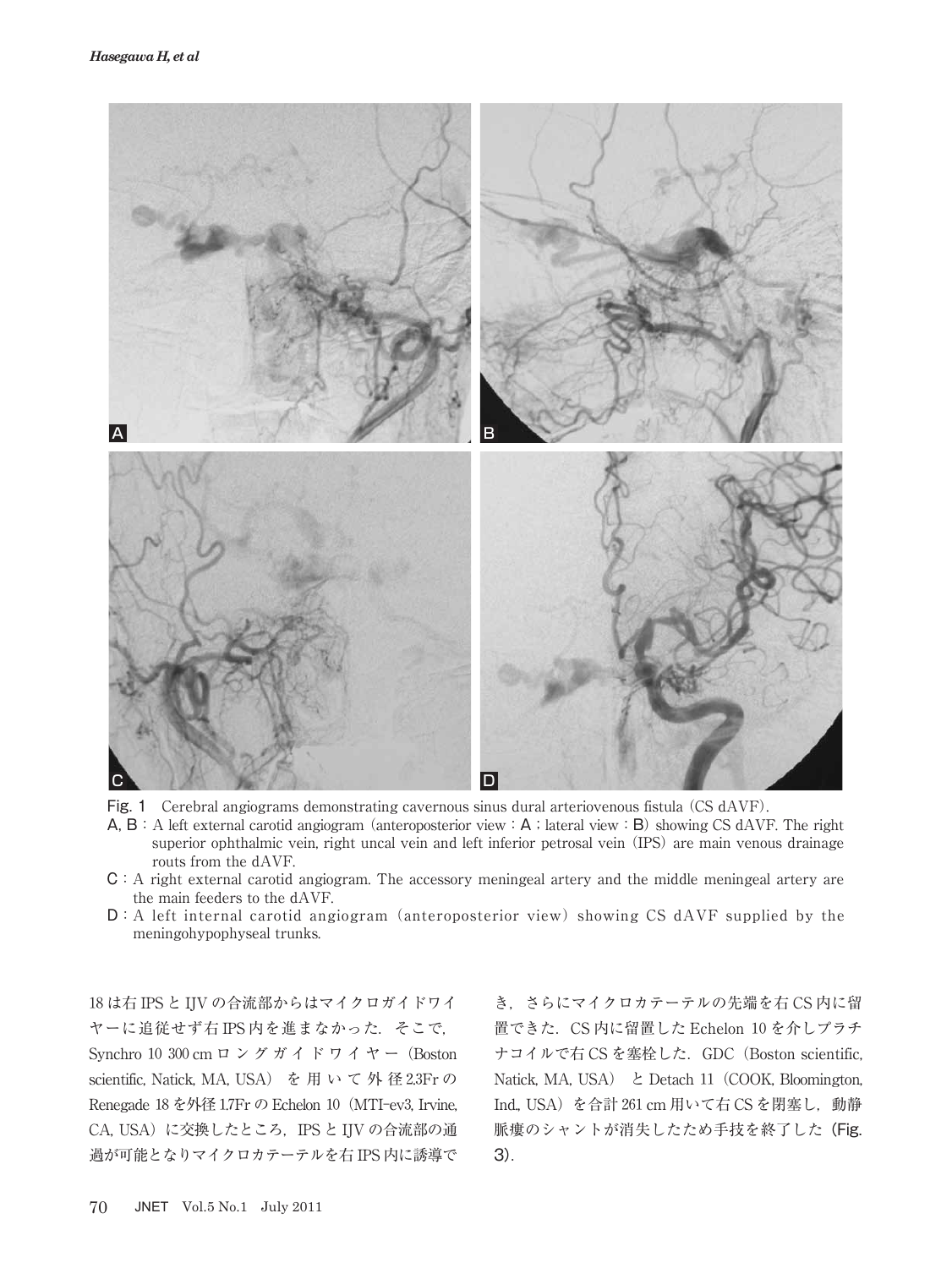Fig. 1　Cerebral angiograms demonstrating cavernous sinus dural arteriovenous fistula (CS dAVF).

A, B : A left external carotid angiogram (anteroposterior view : A ; lateral view : B) showing CS dAVF. The right superior ophthalmic vein, right uncal vein and left inferior petrosal vein (IPS) are main venous drainage routs from the dAVF.

C : A right external carotid angiogram. The accessory meningeal artery and the middle meningeal artery are the main feeders to the dAVF.

D : A left internal carotid angiogram (anteroposterior view) showing CS dAVF supplied by the meningohypophyseal trunks.

18 は右 IPS と IJV の合流部からはマイクロガイドワイヤーに追従せず右 IPS 内を進まなかった．そこで，Synchro 10 300 cm ロングガイドワイヤー（Boston scientific, Natick, MA, USA）を用いて外径 2.3Fr の Renegade 18 を外径 1.7Fr の Echelon 10（MTI-ev3, Irvine, CA, USA）に交換したところ，IPS と IJV の合流部の通過が可能となりマイクロカテーテルを右 IPS 内に誘導でき，さらにマイクロカテーテルの先端を右 CS 内に留置できた．CS 内に留置した Echelon 10 を介しプラチナコイルで右 CS を塞栓した．GDC（Boston scientific, Natick, MA, USA）と Detach 11（COOK, Bloomington, Ind., USA）を合計 261 cm 用いて右 CS を閉塞し，動静脈瘻のシャントが消失したため手技を終了した（Fig. 3）．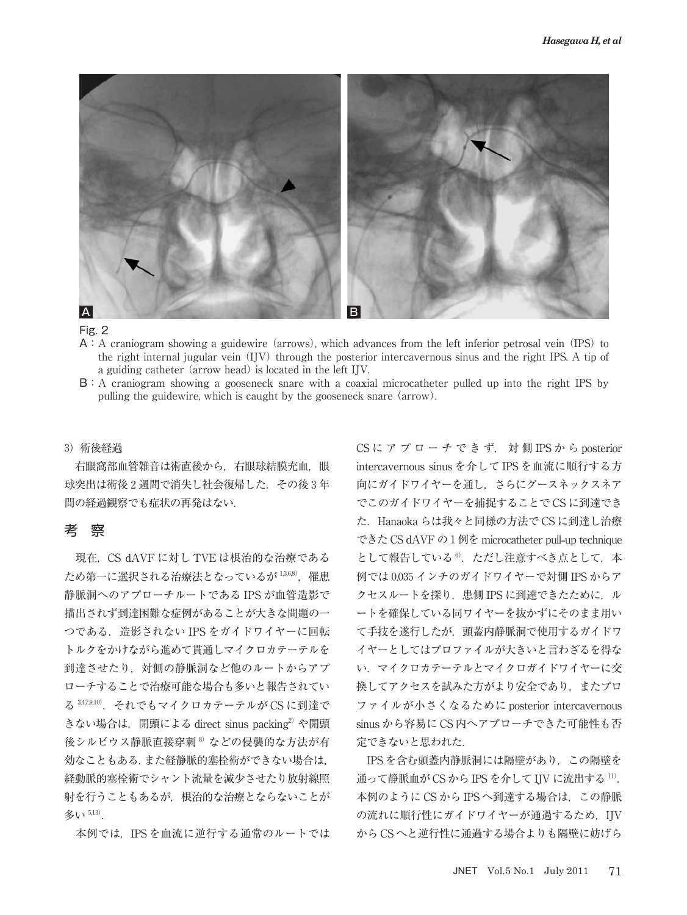Fig. 2

A：A craniogram showing a guidewire (arrows), which advances from the left inferior petrosal vein (IPS) to the right internal jugular vein (IJV) through the posterior intercavernous sinus and the right IPS. A tip of a guiding catheter (arrow head) is located in the left IJV.

B：A craniogram showing a gooseneck snare with a coaxial microcatheter pulled up into the right IPS by pulling the guidewire, which is caught by the gooseneck snare (arrow).

3）術後経過

右眼窩部血管雑音は術直後から，右眼球結膜充血，眼球突出は術後2週間で消失し社会復帰した．その後3年間の経過観察でも症状の再発はない．

## 考　察

現在，CS dAVF に対し TVE は根治的な治療であるため第一に選択される治療法となっているが[1,3,6,8]，罹患静脈洞へのアプローチルートである IPS が血管造影で描出されず到達困難な症例があることが大きな問題の一つである．造影されない IPS をガイドワイヤーに回転トルクをかけながら進めて貫通しマイクロカテーテルを到達させたり，対側の静脈洞など他のルートからアプローチすることで治療可能な場合も多いと報告されている[3,4,7,9,10]．それでもマイクロカテーテルが CS に到達できない場合は，開頭による direct sinus packing[2] や開頭後シルビウス静脈直接穿刺[8] などの侵襲的な方法が有効なこともある．また経静脈的塞栓術ができない場合は，経動脈的塞栓術でシャント流量を減少させたり放射線照射を行うこともあるが，根治的な治療とならないことが多い[5,13]．

本例では，IPS を血流に逆行する通常のルートでは CS にアプローチできず，対側 IPS から posterior intercavernous sinus を介して IPS を血流に順行する方向にガイドワイヤーを通し，さらにグースネックスネアでこのガイドワイヤーを捕捉することで CS に到達できた．Hanaoka らは我々と同様の方法で CS に到達し治療できた CS dAVF の1例を microcatheter pull-up technique として報告している[6]．ただし注意すべき点として，本例では 0.035 インチのガイドワイヤーで対側 IPS からアクセスルートを探り，患側 IPS に到達できたために，ルートを確保している同ワイヤーを抜かずにそのまま用いて手技を遂行したが，頭蓋内静脈洞で使用するガイドワイヤーとしてはプロファイルが大きいと言わざるを得ない．マイクロカテーテルとマイクロガイドワイヤーに交換してアクセスを試みた方がより安全であり，またプロファイルが小さくなるために posterior intercavernous sinus から容易に CS 内へアプローチできた可能性も否定できないと思われた．

IPS を含む頭蓋内静脈洞には隔壁があり，この隔壁を通って静脈血が CS から IPS を介して IJV に流出する[11]．本例のように CS から IPS へ到達する場合は，この静脈の流れに順行性にガイドワイヤーが通過するため，IJV から CS へと逆行性に通過する場合よりも隔壁に妨げら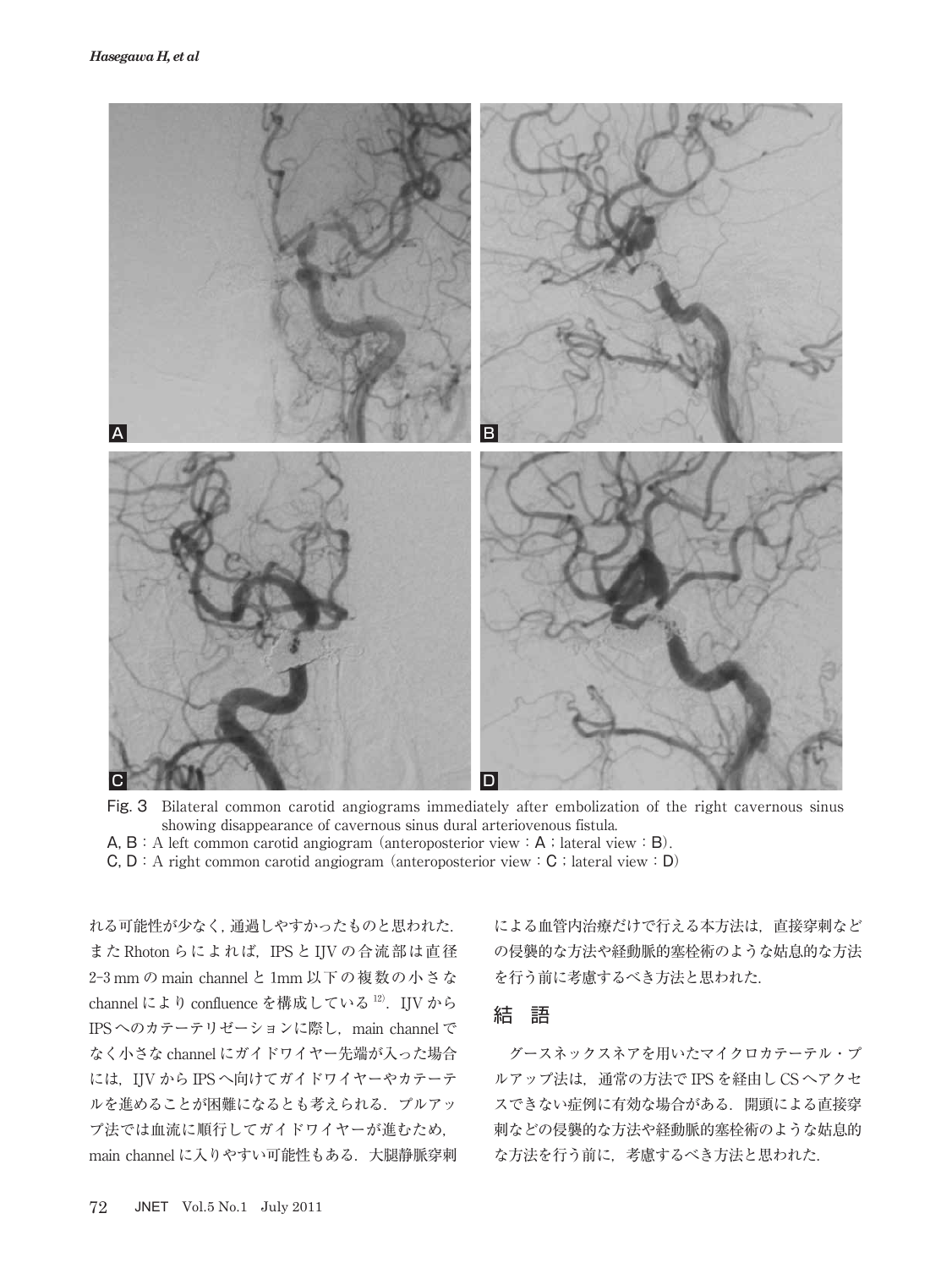Fig. 3 Bilateral common carotid angiograms immediately after embolization of the right cavernous sinus showing disappearance of cavernous sinus dural arteriovenous fistula.

A, B：A left common carotid angiogram (anteroposterior view：A；lateral view：B).

C, D：A right common carotid angiogram (anteroposterior view：C；lateral view：D)

れる可能性が少なく，通過しやすかったものと思われた．またRhotonらによれば，IPSとIJVの合流部は直径2-3 mmのmain channelと1mm以下の複数の小さなchannelによりconfluenceを構成している[12]．IJVからIPSへのカテーテリゼーションに際し，main channelでなく小さなchannelにガイドワイヤー先端が入った場合には，IJVからIPSへ向けてガイドワイヤーやカテーテルを進めることが困難になるとも考えられる．プルアップ法では血流に順行してガイドワイヤーが進むため，main channelに入りやすい可能性もある．大腿静脈穿刺による血管内治療だけで行える本方法は，直接穿刺などの侵襲的な方法や経動脈的塞栓術のような姑息的な方法を行う前に考慮するべき方法と思われた．

## 結　語

グースネックスネアを用いたマイクロカテーテル・プルアップ法は，通常の方法でIPSを経由しCSへアクセスできない症例に有効な場合がある．開頭による直接穿刺などの侵襲的な方法や経動脈的塞栓術のような姑息的な方法を行う前に，考慮するべき方法と思われた．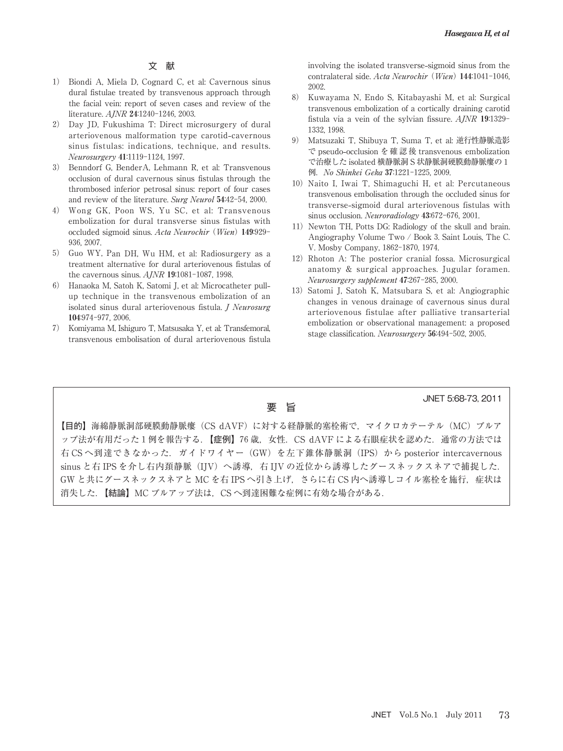## 文　献

1) Biondi A, Miela D, Cognard C, et al: Cavernous sinus dural fistulae treated by transvenous approach through the facial vein: report of seven cases and review of the literature. *AJNR* **24**:1240-1246, 2003.
2) Day JD, Fukushima T: Direct microsurgery of dural arteriovenous malformation type carotid-cavernous sinus fistulas: indications, technique, and results. *Neurosurgery* **41**:1119-1124, 1997.
3) Benndorf G, BenderA, Lehmann R, et al: Transvenous occlusion of dural cavernous sinus fistulas through the thrombosed inferior petrosal sinus: report of four cases and review of the literature. *Surg Neurol* **54**:42-54, 2000.
4) Wong GK, Poon WS, Yu SC, et al: Transvenous embolization for dural transverse sinus fistulas with occluded sigmoid sinus. *Acta Neurochir* (*Wien*) **149**:929-936, 2007.
5) Guo WY, Pan DH, Wu HM, et al: Radiosurgery as a treatment alternative for dural arteriovenous fistulas of the cavernous sinus. *AJNR* **19**:1081-1087, 1998.
6) Hanaoka M, Satoh K, Satomi J, et al: Microcatheter pull-up technique in the transvenous embolization of an isolated sinus dural arteriovenous fistula. *J Neurosurg* **104**:974-977, 2006.
7) Komiyama M, Ishiguro T, Matsusaka Y, et al: Transfemoral, transvenous embolisation of dural arteriovenous fistula involving the isolated transverse-sigmoid sinus from the contralateral side. *Acta Neurochir* (*Wien*) **144**:1041-1046, 2002.
8) Kuwayama N, Endo S, Kitabayashi M, et al: Surgical transvenous embolization of a cortically draining carotid fistula via a vein of the sylvian fissure. *AJNR* **19**:1329-1332, 1998.
9) Matsuzaki T, Shibuya T, Suma T, et al: 逆行性静脈造影で pseudo-occlusion を確認後 transvenous embolization で治療した isolated 横静脈洞 S 状静脈洞硬膜動静脈瘻の 1 例. *No Shinkei Geka* **37**:1221-1225, 2009.
10) Naito I, Iwai T, Shimaguchi H, et al: Percutaneous transvenous embolisation through the occluded sinus for transverse-sigmoid dural arteriovenous fistulas with sinus occlusion. *Neuroradiology* **43**:672-676, 2001.
11) Newton TH, Potts DG: Radiology of the skull and brain. Angiography Volume Two / Book 3. Saint Louis, The C. V. Mosby Company, 1862-1870, 1974.
12) Rhoton A: The posterior cranial fossa. Microsurgical anatomy & surgical approaches. Jugular foramen. *Neurosurgery supplement* **47**:267-285, 2000.
13) Satomi J, Satoh K, Matsubara S, et al: Angiographic changes in venous drainage of cavernous sinus dural arteriovenous fistulae after palliative transarterial embolization or observational management: a proposed stage classification. *Neurosurgery* **56**:494-502, 2005.

## 要　旨

JNET 5:68-73, 2011

**【目的】**海綿静脈洞部硬膜動静脈瘻（CS dAVF）に対する経静脈的塞栓術で，マイクロカテーテル（MC）プルアップ法が有用だった 1 例を報告する．**【症例】**76 歳，女性．CS dAVF による右眼症状を認めた．通常の方法では右 CS へ到達できなかった．ガイドワイヤー（GW）を左下錐体静脈洞（IPS）から posterior intercavernous sinus と右 IPS を介し右内頚静脈（IJV）へ誘導，右 IJV の近位から誘導したグースネックスネアで捕捉した．GW と共にグースネックスネアと MC を右 IPS へ引き上げ，さらに右 CS 内へ誘導しコイル塞栓を施行，症状は消失した．**【結論】**MC プルアップ法は，CS へ到達困難な症例に有効な場合がある．